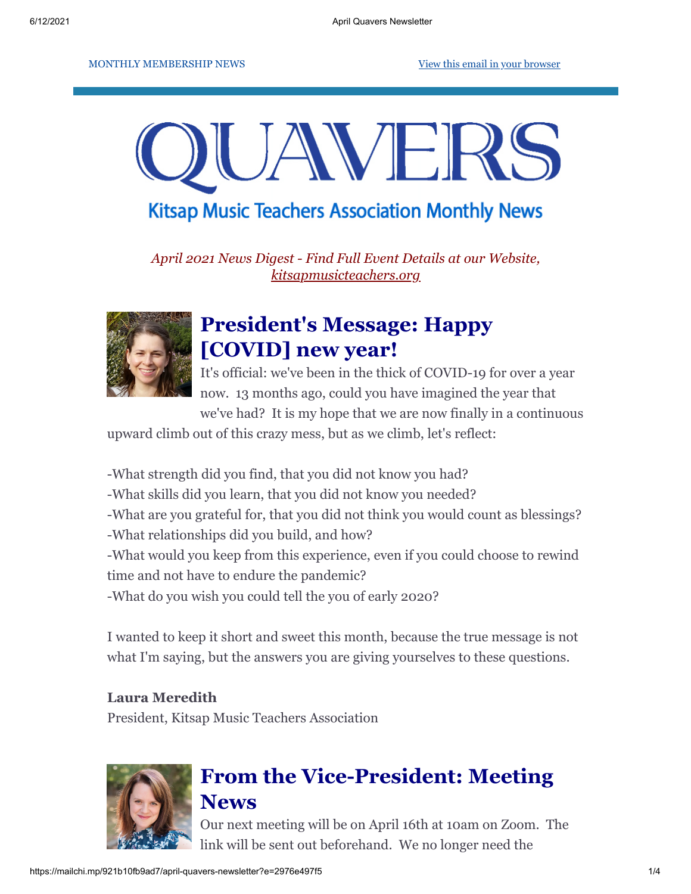MONTHLY MEMBERSHIP NEWS

View this email in your browser

# QUAVERS

## Kitsap Music Teachers Association Monthly News

*April 2021 News Digest - Find Full Event Details at our Website, kitsapmusicteachers.org*

## President's Message: Happy [COVID] new year!

It's official: we've been in the thick of COVID-19 for over a year now. 13 months ago, could you have imagined the year that we've had? It is my hope that we are now finally in a continuous upward climb out of this crazy mess, but as we climb, let's reflect:

-What strength did you find, that you did not know you had?
-What skills did you learn, that you did not know you needed?
-What are you grateful for, that you did not think you would count as blessings?
-What relationships did you build, and how?
-What would you keep from this experience, even if you could choose to rewind time and not have to endure the pandemic?
-What do you wish you could tell the you of early 2020?

I wanted to keep it short and sweet this month, because the true message is not what I'm saying, but the answers you are giving yourselves to these questions.

**Laura Meredith**
President, Kitsap Music Teachers Association

## From the Vice-President: Meeting News

Our next meeting will be on April 16th at 10am on Zoom. The link will be sent out beforehand. We no longer need the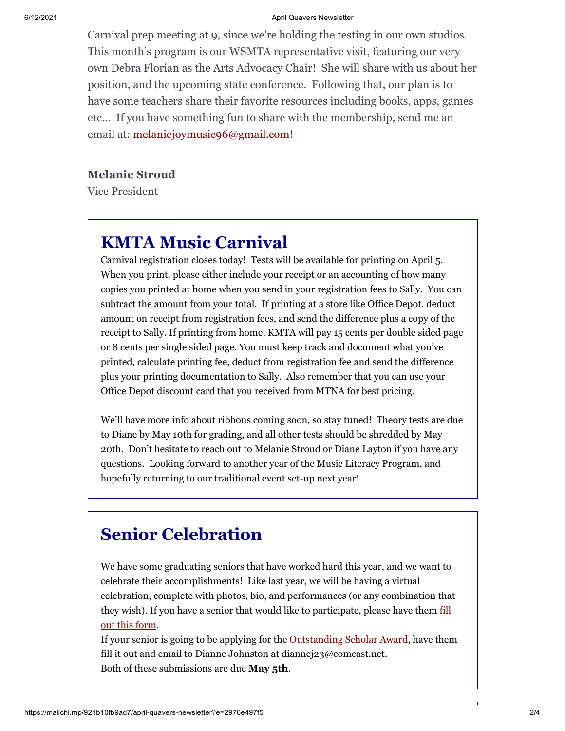Carnival prep meeting at 9, since we're holding the testing in our own studios. This month's program is our WSMTA representative visit, featuring our very own Debra Florian as the Arts Advocacy Chair! She will share with us about her position, and the upcoming state conference. Following that, our plan is to have some teachers share their favorite resources including books, apps, games etc... If you have something fun to share with the membership, send me an email at: melaniejoymusic96@gmail.com!

**Melanie Stroud**
Vice President

## KMTA Music Carnival

Carnival registration closes today! Tests will be available for printing on April 5. When you print, please either include your receipt or an accounting of how many copies you printed at home when you send in your registration fees to Sally. You can subtract the amount from your total. If printing at a store like Office Depot, deduct amount on receipt from registration fees, and send the difference plus a copy of the receipt to Sally. If printing from home, KMTA will pay 15 cents per double sided page or 8 cents per single sided page. You must keep track and document what you've printed, calculate printing fee, deduct from registration fee and send the difference plus your printing documentation to Sally. Also remember that you can use your Office Depot discount card that you received from MTNA for best pricing.

We'll have more info about ribbons coming soon, so stay tuned! Theory tests are due to Diane by May 10th for grading, and all other tests should be shredded by May 20th. Don't hesitate to reach out to Melanie Stroud or Diane Layton if you have any questions. Looking forward to another year of the Music Literacy Program, and hopefully returning to our traditional event set-up next year!

## Senior Celebration

We have some graduating seniors that have worked hard this year, and we want to celebrate their accomplishments! Like last year, we will be having a virtual celebration, complete with photos, bio, and performances (or any combination that they wish). If you have a senior that would like to participate, please have them fill out this form.

If your senior is going to be applying for the Outstanding Scholar Award, have them fill it out and email to Dianne Johnston at diannej23@comcast.net.

Both of these submissions are due **May 5th**.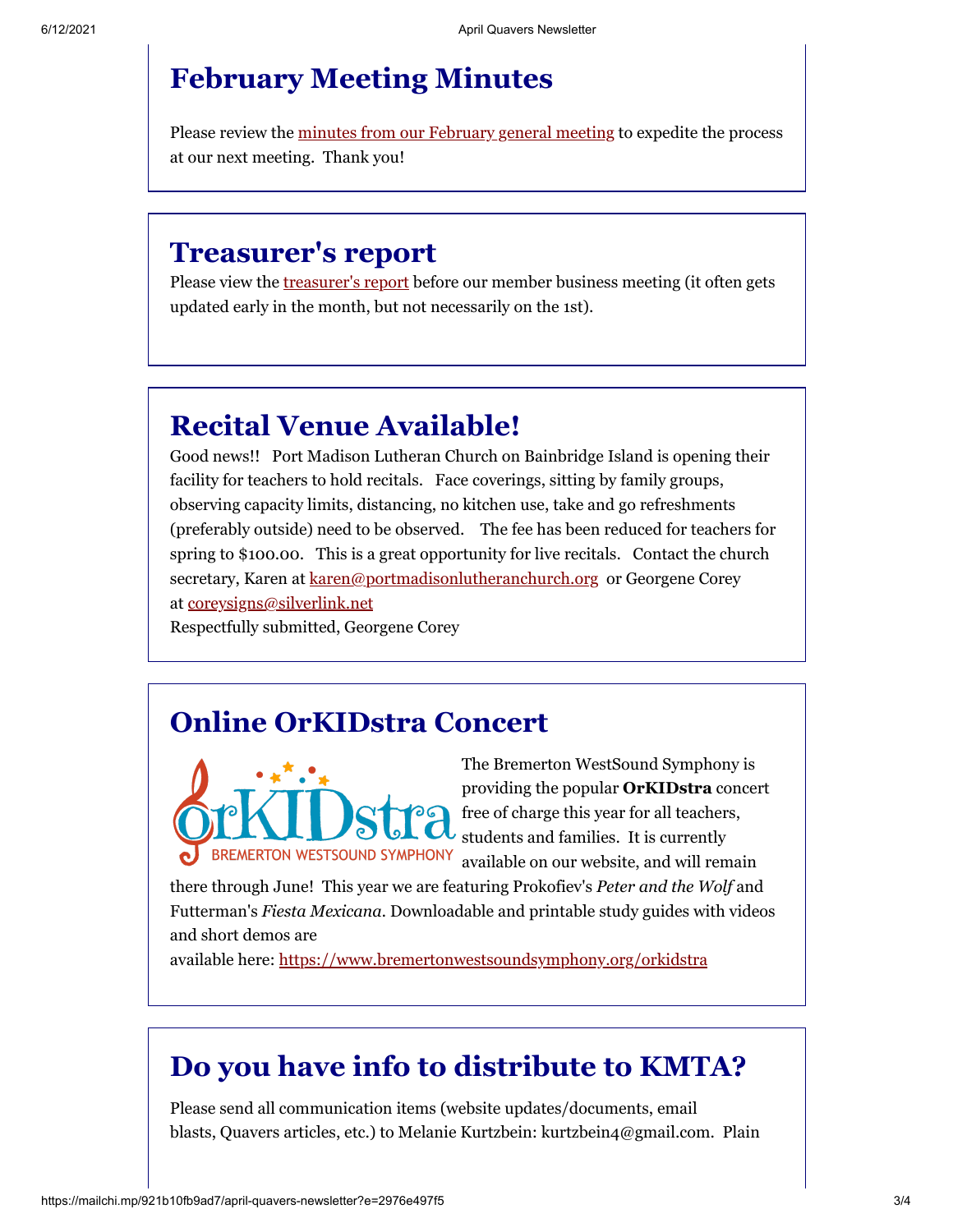## February Meeting Minutes

Please review the [minutes from our February general meeting](#) to expedite the process at our next meeting. Thank you!

## Treasurer's report

Please view the [treasurer's report](#) before our member business meeting (it often gets updated early in the month, but not necessarily on the 1st).

## Recital Venue Available!

Good news!! Port Madison Lutheran Church on Bainbridge Island is opening their facility for teachers to hold recitals. Face coverings, sitting by family groups, observing capacity limits, distancing, no kitchen use, take and go refreshments (preferably outside) need to be observed. The fee has been reduced for teachers for spring to $100.00. This is a great opportunity for live recitals. Contact the church secretary, Karen at karen@portmadisonlutheranchurch.org or Georgene Corey at coreysigns@silverlink.net

Respectfully submitted, Georgene Corey

## Online OrKIDstra Concert

The Bremerton WestSound Symphony is providing the popular **OrKIDstra** concert free of charge this year for all teachers, students and families. It is currently available on our website, and will remain there through June! This year we are featuring Prokofiev's *Peter and the Wolf* and Futterman's *Fiesta Mexicana*. Downloadable and printable study guides with videos and short demos are available here: https://www.bremertonwestsoundsymphony.org/orkidstra

## Do you have info to distribute to KMTA?

Please send all communication items (website updates/documents, email blasts, Quavers articles, etc.) to Melanie Kurtzbein: kurtzbein4@gmail.com. Plain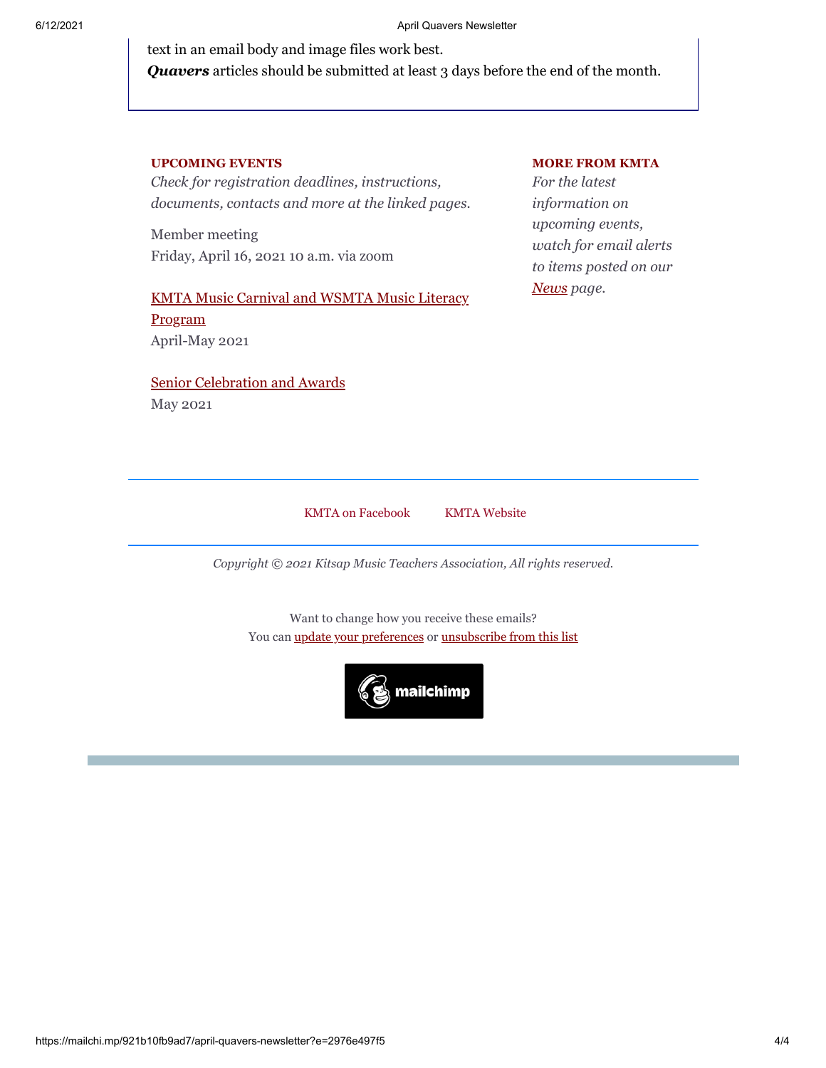text in an email body and image files work best.
***Quavers*** articles should be submitted at least 3 days before the end of the month.

**UPCOMING EVENTS**

*Check for registration deadlines, instructions, documents, contacts and more at the linked pages.*

Member meeting
Friday, April 16, 2021 10 a.m. via zoom

KMTA Music Carnival and WSMTA Music Literacy Program
April-May 2021

Senior Celebration and Awards
May 2021

**MORE FROM KMTA**

*For the latest information on upcoming events, watch for email alerts to items posted on our News page.*

---

KMTA on Facebook    KMTA Website

---

*Copyright © 2021 Kitsap Music Teachers Association, All rights reserved.*

Want to change how you receive these emails?
You can update your preferences or unsubscribe from this list

mailchimp